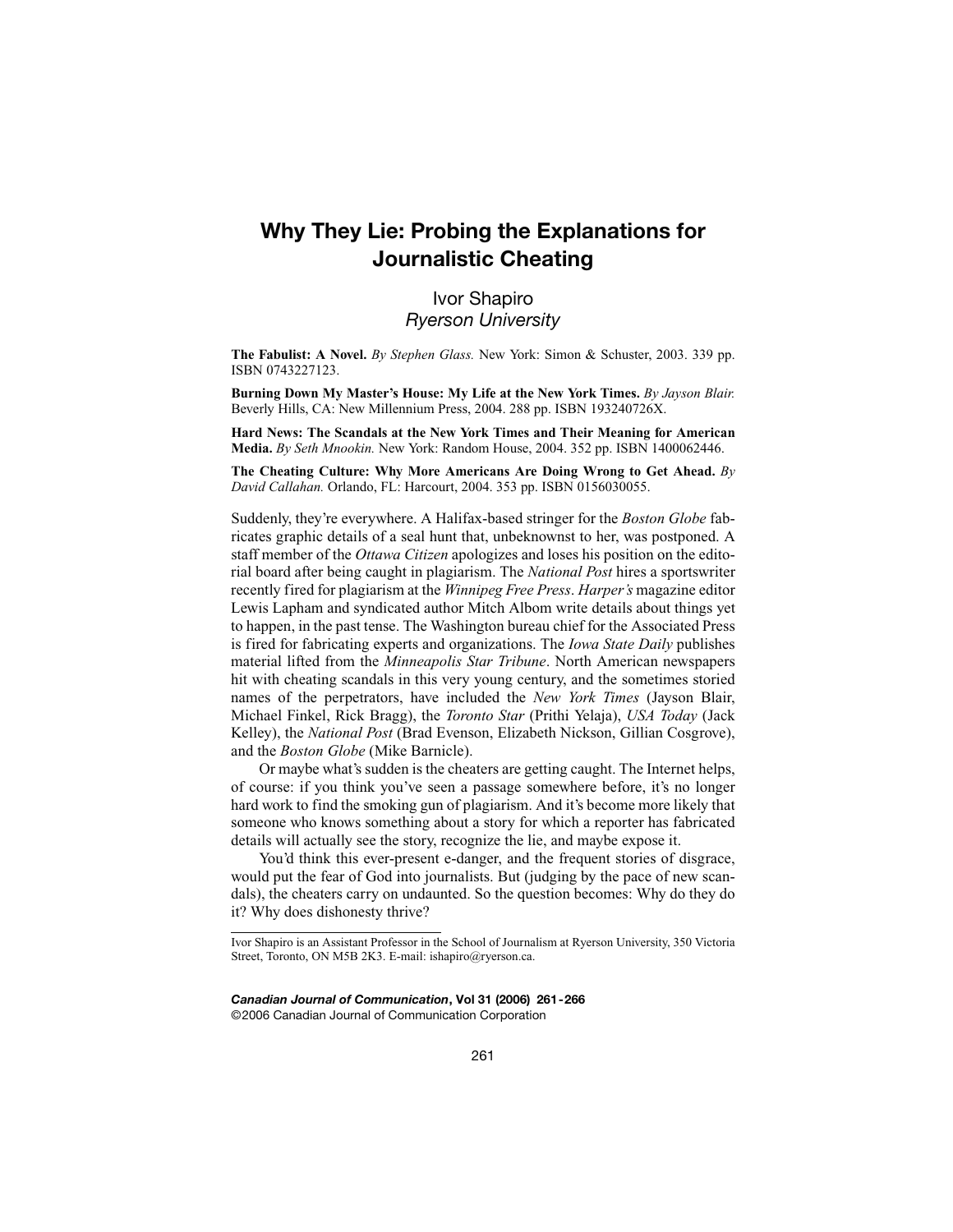# Why They Lie: Probing the Explanations for Journalistic Cheating

Ivor Shapiro
*Ryerson University*

**The Fabulist: A Novel.** *By Stephen Glass.* New York: Simon & Schuster, 2003. 339 pp. ISBN 0743227123.

**Burning Down My Master's House: My Life at the New York Times.** *By Jayson Blair.* Beverly Hills, CA: New Millennium Press, 2004. 288 pp. ISBN 193240726X.

**Hard News: The Scandals at the New York Times and Their Meaning for American Media.** *By Seth Mnookin.* New York: Random House, 2004. 352 pp. ISBN 1400062446.

**The Cheating Culture: Why More Americans Are Doing Wrong to Get Ahead.** *By David Callahan.* Orlando, FL: Harcourt, 2004. 353 pp. ISBN 0156030055.

Suddenly, they're everywhere. A Halifax-based stringer for the *Boston Globe* fabricates graphic details of a seal hunt that, unbeknownst to her, was postponed. A staff member of the *Ottawa Citizen* apologizes and loses his position on the editorial board after being caught in plagiarism. The *National Post* hires a sportswriter recently fired for plagiarism at the *Winnipeg Free Press*. *Harper's* magazine editor Lewis Lapham and syndicated author Mitch Albom write details about things yet to happen, in the past tense. The Washington bureau chief for the Associated Press is fired for fabricating experts and organizations. The *Iowa State Daily* publishes material lifted from the *Minneapolis Star Tribune*. North American newspapers hit with cheating scandals in this very young century, and the sometimes storied names of the perpetrators, have included the *New York Times* (Jayson Blair, Michael Finkel, Rick Bragg), the *Toronto Star* (Prithi Yelaja), *USA Today* (Jack Kelley), the *National Post* (Brad Evenson, Elizabeth Nickson, Gillian Cosgrove), and the *Boston Globe* (Mike Barnicle).

Or maybe what's sudden is the cheaters are getting caught. The Internet helps, of course: if you think you've seen a passage somewhere before, it's no longer hard work to find the smoking gun of plagiarism. And it's become more likely that someone who knows something about a story for which a reporter has fabricated details will actually see the story, recognize the lie, and maybe expose it.

You'd think this ever-present e-danger, and the frequent stories of disgrace, would put the fear of God into journalists. But (judging by the pace of new scandals), the cheaters carry on undaunted. So the question becomes: Why do they do it? Why does dishonesty thrive?

---

Ivor Shapiro is an Assistant Professor in the School of Journalism at Ryerson University, 350 Victoria Street, Toronto, ON M5B 2K3. E-mail: ishapiro@ryerson.ca.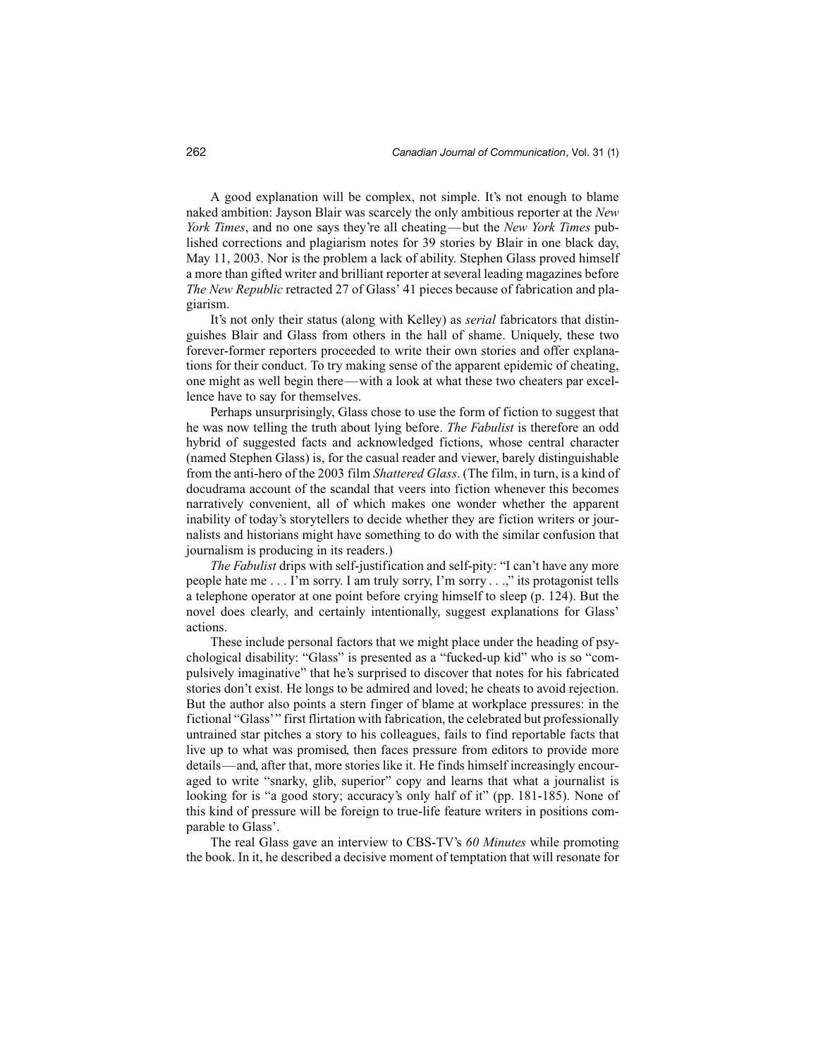A good explanation will be complex, not simple. It's not enough to blame naked ambition: Jayson Blair was scarcely the only ambitious reporter at the *New York Times*, and no one says they're all cheating—but the *New York Times* published corrections and plagiarism notes for 39 stories by Blair in one black day, May 11, 2003. Nor is the problem a lack of ability. Stephen Glass proved himself a more than gifted writer and brilliant reporter at several leading magazines before *The New Republic* retracted 27 of Glass' 41 pieces because of fabrication and plagiarism.

It's not only their status (along with Kelley) as *serial* fabricators that distinguishes Blair and Glass from others in the hall of shame. Uniquely, these two forever-former reporters proceeded to write their own stories and offer explanations for their conduct. To try making sense of the apparent epidemic of cheating, one might as well begin there—with a look at what these two cheaters par excellence have to say for themselves.

Perhaps unsurprisingly, Glass chose to use the form of fiction to suggest that he was now telling the truth about lying before. *The Fabulist* is therefore an odd hybrid of suggested facts and acknowledged fictions, whose central character (named Stephen Glass) is, for the casual reader and viewer, barely distinguishable from the anti-hero of the 2003 film *Shattered Glass*. (The film, in turn, is a kind of docudrama account of the scandal that veers into fiction whenever this becomes narratively convenient, all of which makes one wonder whether the apparent inability of today's storytellers to decide whether they are fiction writers or journalists and historians might have something to do with the similar confusion that journalism is producing in its readers.)

*The Fabulist* drips with self-justification and self-pity: "I can't have any more people hate me . . . I'm sorry. I am truly sorry, I'm sorry . . .," its protagonist tells a telephone operator at one point before crying himself to sleep (p. 124). But the novel does clearly, and certainly intentionally, suggest explanations for Glass' actions.

These include personal factors that we might place under the heading of psychological disability: "Glass" is presented as a "fucked-up kid" who is so "compulsively imaginative" that he's surprised to discover that notes for his fabricated stories don't exist. He longs to be admired and loved; he cheats to avoid rejection. But the author also points a stern finger of blame at workplace pressures: in the fictional "Glass'" first flirtation with fabrication, the celebrated but professionally untrained star pitches a story to his colleagues, fails to find reportable facts that live up to what was promised, then faces pressure from editors to provide more details—and, after that, more stories like it. He finds himself increasingly encouraged to write "snarky, glib, superior" copy and learns that what a journalist is looking for is "a good story; accuracy's only half of it" (pp. 181-185). None of this kind of pressure will be foreign to true-life feature writers in positions comparable to Glass'.

The real Glass gave an interview to CBS-TV's *60 Minutes* while promoting the book. In it, he described a decisive moment of temptation that will resonate for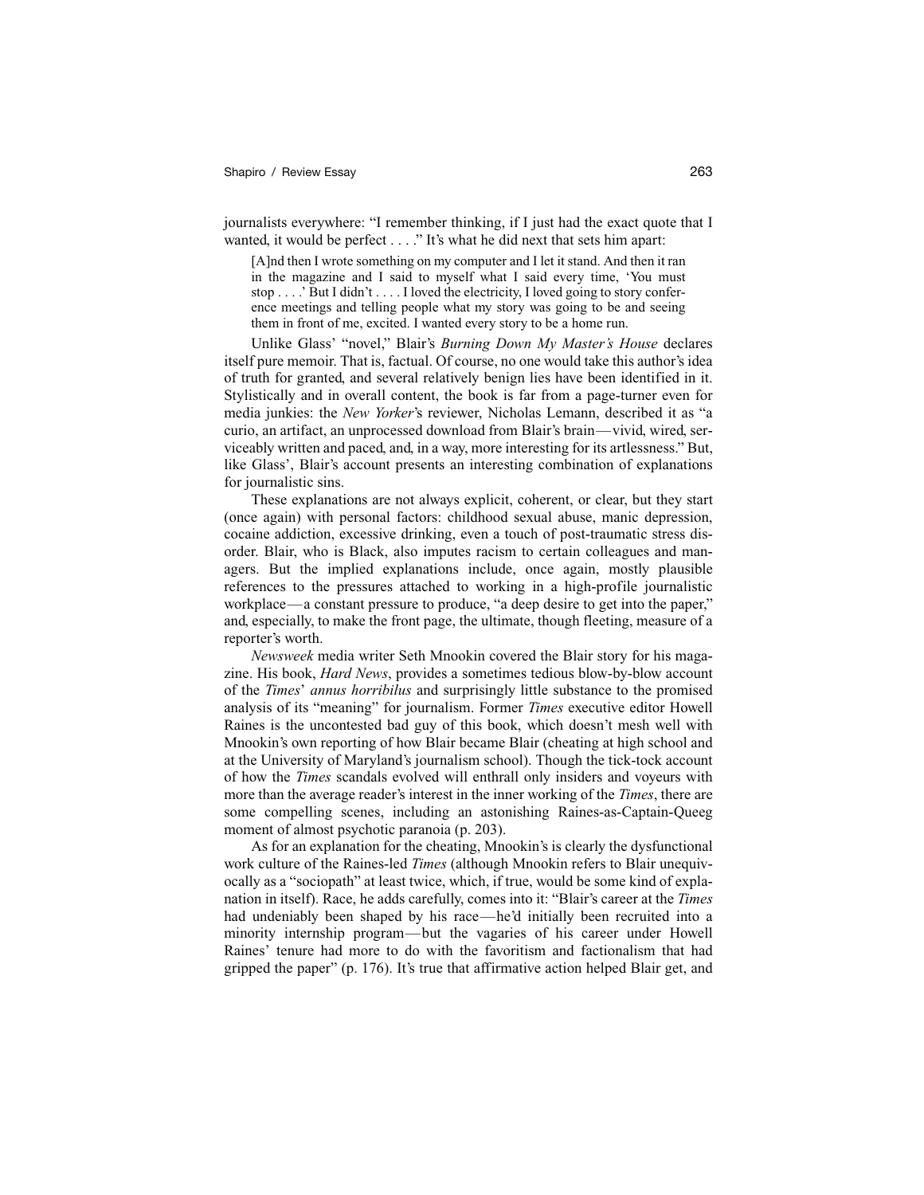journalists everywhere: "I remember thinking, if I just had the exact quote that I wanted, it would be perfect . . . ." It's what he did next that sets him apart:

> [A]nd then I wrote something on my computer and I let it stand. And then it ran in the magazine and I said to myself what I said every time, 'You must stop . . . .' But I didn't . . . . I loved the electricity, I loved going to story conference meetings and telling people what my story was going to be and seeing them in front of me, excited. I wanted every story to be a home run.

Unlike Glass' "novel," Blair's *Burning Down My Master's House* declares itself pure memoir. That is, factual. Of course, no one would take this author's idea of truth for granted, and several relatively benign lies have been identified in it. Stylistically and in overall content, the book is far from a page-turner even for media junkies: the *New Yorker*'s reviewer, Nicholas Lemann, described it as "a curio, an artifact, an unprocessed download from Blair's brain—vivid, wired, serviceably written and paced, and, in a way, more interesting for its artlessness." But, like Glass', Blair's account presents an interesting combination of explanations for journalistic sins.

These explanations are not always explicit, coherent, or clear, but they start (once again) with personal factors: childhood sexual abuse, manic depression, cocaine addiction, excessive drinking, even a touch of post-traumatic stress disorder. Blair, who is Black, also imputes racism to certain colleagues and managers. But the implied explanations include, once again, mostly plausible references to the pressures attached to working in a high-profile journalistic workplace—a constant pressure to produce, "a deep desire to get into the paper," and, especially, to make the front page, the ultimate, though fleeting, measure of a reporter's worth.

*Newsweek* media writer Seth Mnookin covered the Blair story for his magazine. His book, *Hard News*, provides a sometimes tedious blow-by-blow account of the *Times*' *annus horribilus* and surprisingly little substance to the promised analysis of its "meaning" for journalism. Former *Times* executive editor Howell Raines is the uncontested bad guy of this book, which doesn't mesh well with Mnookin's own reporting of how Blair became Blair (cheating at high school and at the University of Maryland's journalism school). Though the tick-tock account of how the *Times* scandals evolved will enthrall only insiders and voyeurs with more than the average reader's interest in the inner working of the *Times*, there are some compelling scenes, including an astonishing Raines-as-Captain-Queeg moment of almost psychotic paranoia (p. 203).

As for an explanation for the cheating, Mnookin's is clearly the dysfunctional work culture of the Raines-led *Times* (although Mnookin refers to Blair unequivocally as a "sociopath" at least twice, which, if true, would be some kind of explanation in itself). Race, he adds carefully, comes into it: "Blair's career at the *Times* had undeniably been shaped by his race—he'd initially been recruited into a minority internship program—but the vagaries of his career under Howell Raines' tenure had more to do with the favoritism and factionalism that had gripped the paper" (p. 176). It's true that affirmative action helped Blair get, and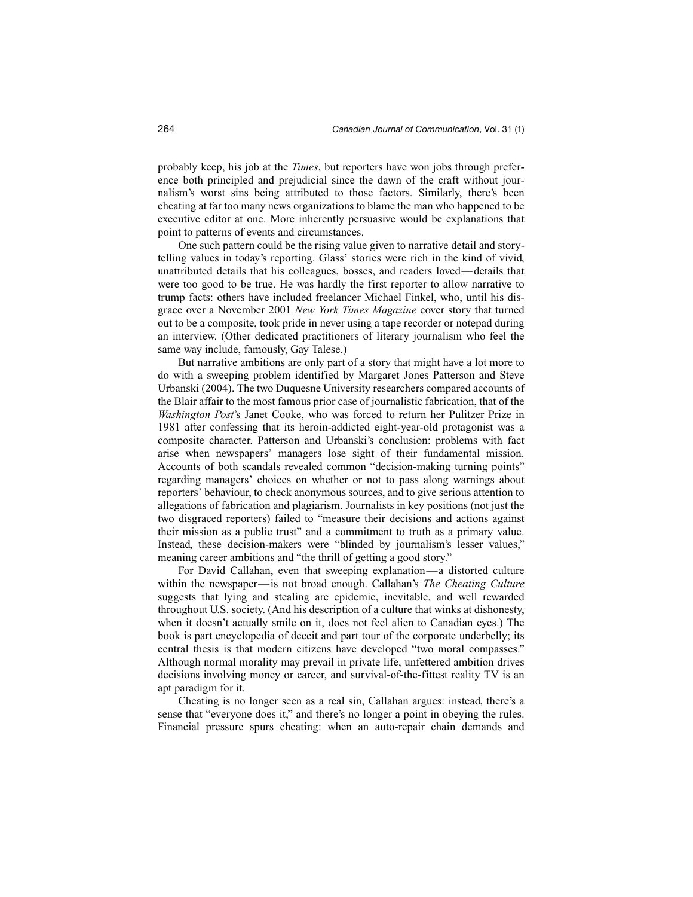probably keep, his job at the *Times*, but reporters have won jobs through preference both principled and prejudicial since the dawn of the craft without journalism's worst sins being attributed to those factors. Similarly, there's been cheating at far too many news organizations to blame the man who happened to be executive editor at one. More inherently persuasive would be explanations that point to patterns of events and circumstances.

One such pattern could be the rising value given to narrative detail and storytelling values in today's reporting. Glass' stories were rich in the kind of vivid, unattributed details that his colleagues, bosses, and readers loved—details that were too good to be true. He was hardly the first reporter to allow narrative to trump facts: others have included freelancer Michael Finkel, who, until his disgrace over a November 2001 *New York Times Magazine* cover story that turned out to be a composite, took pride in never using a tape recorder or notepad during an interview. (Other dedicated practitioners of literary journalism who feel the same way include, famously, Gay Talese.)

But narrative ambitions are only part of a story that might have a lot more to do with a sweeping problem identified by Margaret Jones Patterson and Steve Urbanski (2004). The two Duquesne University researchers compared accounts of the Blair affair to the most famous prior case of journalistic fabrication, that of the *Washington Post*'s Janet Cooke, who was forced to return her Pulitzer Prize in 1981 after confessing that its heroin-addicted eight-year-old protagonist was a composite character. Patterson and Urbanski's conclusion: problems with fact arise when newspapers' managers lose sight of their fundamental mission. Accounts of both scandals revealed common "decision-making turning points" regarding managers' choices on whether or not to pass along warnings about reporters' behaviour, to check anonymous sources, and to give serious attention to allegations of fabrication and plagiarism. Journalists in key positions (not just the two disgraced reporters) failed to "measure their decisions and actions against their mission as a public trust" and a commitment to truth as a primary value. Instead, these decision-makers were "blinded by journalism's lesser values," meaning career ambitions and "the thrill of getting a good story."

For David Callahan, even that sweeping explanation—a distorted culture within the newspaper—is not broad enough. Callahan's *The Cheating Culture* suggests that lying and stealing are epidemic, inevitable, and well rewarded throughout U.S. society. (And his description of a culture that winks at dishonesty, when it doesn't actually smile on it, does not feel alien to Canadian eyes.) The book is part encyclopedia of deceit and part tour of the corporate underbelly; its central thesis is that modern citizens have developed "two moral compasses." Although normal morality may prevail in private life, unfettered ambition drives decisions involving money or career, and survival-of-the-fittest reality TV is an apt paradigm for it.

Cheating is no longer seen as a real sin, Callahan argues: instead, there's a sense that "everyone does it," and there's no longer a point in obeying the rules. Financial pressure spurs cheating: when an auto-repair chain demands and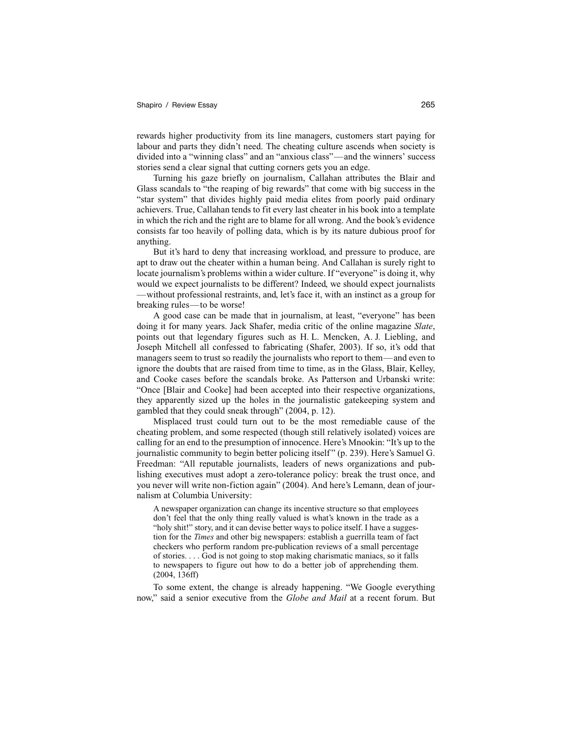rewards higher productivity from its line managers, customers start paying for labour and parts they didn't need. The cheating culture ascends when society is divided into a "winning class" and an "anxious class"—and the winners' success stories send a clear signal that cutting corners gets you an edge.

Turning his gaze briefly on journalism, Callahan attributes the Blair and Glass scandals to "the reaping of big rewards" that come with big success in the "star system" that divides highly paid media elites from poorly paid ordinary achievers. True, Callahan tends to fit every last cheater in his book into a template in which the rich and the right are to blame for all wrong. And the book's evidence consists far too heavily of polling data, which is by its nature dubious proof for anything.

But it's hard to deny that increasing workload, and pressure to produce, are apt to draw out the cheater within a human being. And Callahan is surely right to locate journalism's problems within a wider culture. If "everyone" is doing it, why would we expect journalists to be different? Indeed, we should expect journalists—without professional restraints, and, let's face it, with an instinct as a group for breaking rules—to be worse!

A good case can be made that in journalism, at least, "everyone" has been doing it for many years. Jack Shafer, media critic of the online magazine *Slate*, points out that legendary figures such as H. L. Mencken, A. J. Liebling, and Joseph Mitchell all confessed to fabricating (Shafer, 2003). If so, it's odd that managers seem to trust so readily the journalists who report to them—and even to ignore the doubts that are raised from time to time, as in the Glass, Blair, Kelley, and Cooke cases before the scandals broke. As Patterson and Urbanski write: "Once [Blair and Cooke] had been accepted into their respective organizations, they apparently sized up the holes in the journalistic gatekeeping system and gambled that they could sneak through" (2004, p. 12).

Misplaced trust could turn out to be the most remediable cause of the cheating problem, and some respected (though still relatively isolated) voices are calling for an end to the presumption of innocence. Here's Mnookin: "It's up to the journalistic community to begin better policing itself" (p. 239). Here's Samuel G. Freedman: "All reputable journalists, leaders of news organizations and publishing executives must adopt a zero-tolerance policy: break the trust once, and you never will write non-fiction again" (2004). And here's Lemann, dean of journalism at Columbia University:

> A newspaper organization can change its incentive structure so that employees don't feel that the only thing really valued is what's known in the trade as a "holy shit!" story, and it can devise better ways to police itself. I have a suggestion for the *Times* and other big newspapers: establish a guerrilla team of fact checkers who perform random pre-publication reviews of a small percentage of stories. . . . God is not going to stop making charismatic maniacs, so it falls to newspapers to figure out how to do a better job of apprehending them. (2004, 136ff)

To some extent, the change is already happening. "We Google everything now," said a senior executive from the *Globe and Mail* at a recent forum. But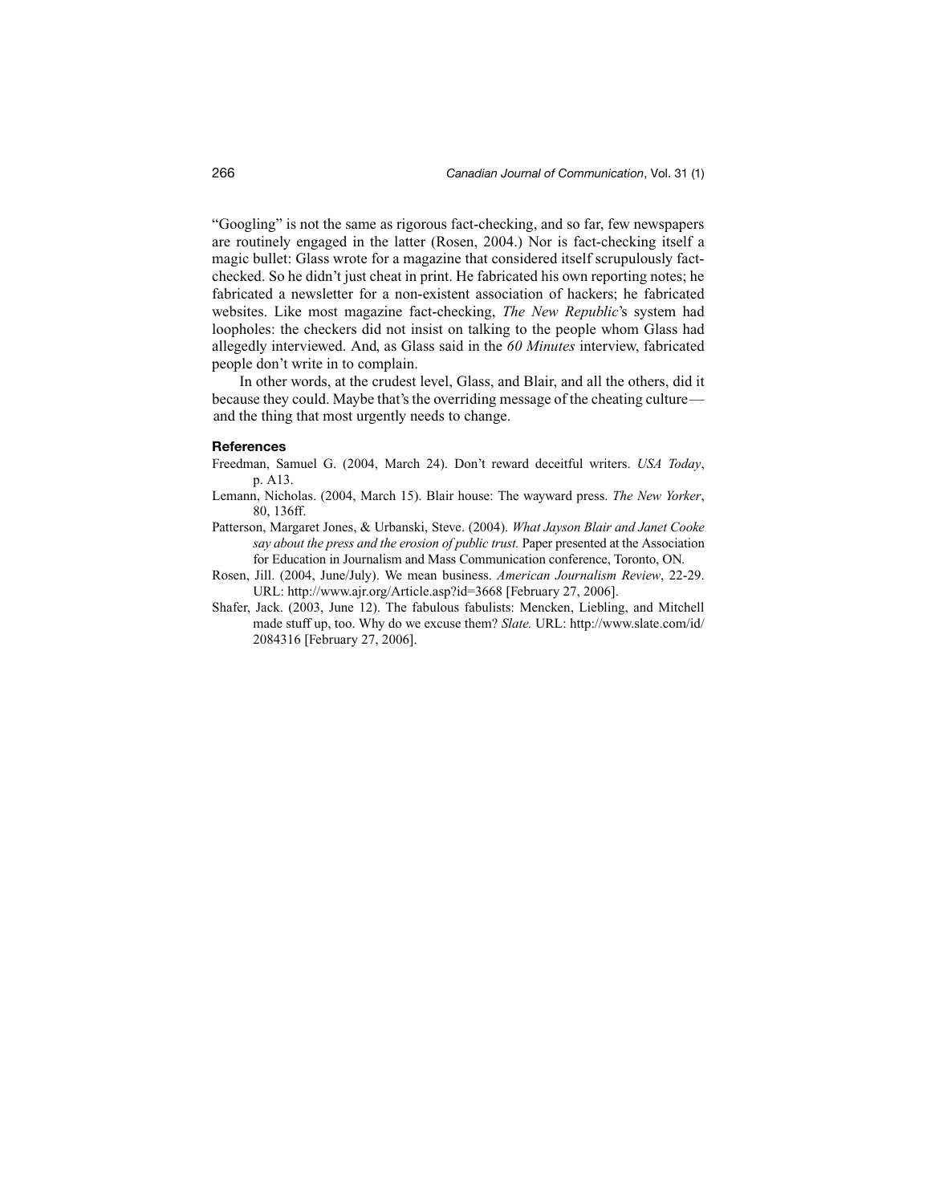"Googling" is not the same as rigorous fact-checking, and so far, few newspapers are routinely engaged in the latter (Rosen, 2004.) Nor is fact-checking itself a magic bullet: Glass wrote for a magazine that considered itself scrupulously fact-checked. So he didn't just cheat in print. He fabricated his own reporting notes; he fabricated a newsletter for a non-existent association of hackers; he fabricated websites. Like most magazine fact-checking, *The New Republic*'s system had loopholes: the checkers did not insist on talking to the people whom Glass had allegedly interviewed. And, as Glass said in the *60 Minutes* interview, fabricated people don't write in to complain.

In other words, at the crudest level, Glass, and Blair, and all the others, did it because they could. Maybe that's the overriding message of the cheating culture—and the thing that most urgently needs to change.

### References

Freedman, Samuel G. (2004, March 24). Don't reward deceitful writers. *USA Today*, p. A13.

Lemann, Nicholas. (2004, March 15). Blair house: The wayward press. *The New Yorker*, 80, 136ff.

Patterson, Margaret Jones, & Urbanski, Steve. (2004). *What Jayson Blair and Janet Cooke say about the press and the erosion of public trust.* Paper presented at the Association for Education in Journalism and Mass Communication conference, Toronto, ON.

Rosen, Jill. (2004, June/July). We mean business. *American Journalism Review*, 22-29. URL: http://www.ajr.org/Article.asp?id=3668 [February 27, 2006].

Shafer, Jack. (2003, June 12). The fabulous fabulists: Mencken, Liebling, and Mitchell made stuff up, too. Why do we excuse them? *Slate.* URL: http://www.slate.com/id/2084316 [February 27, 2006].